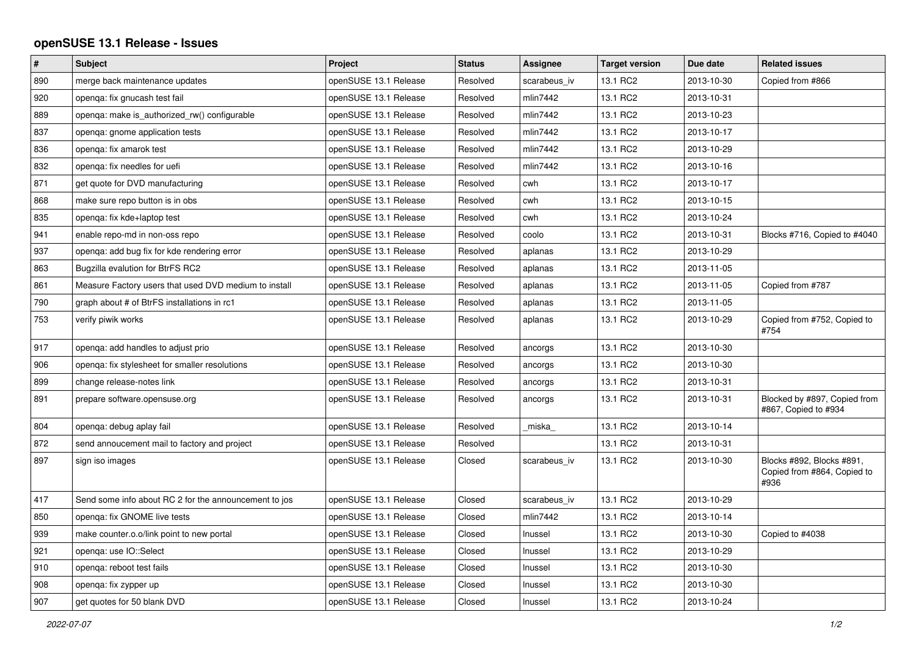## openSUSE 13.1 Release - Issues

| # | Subject | Project | Status | Assignee | Target version | Due date | Related issues |
|---|---|---|---|---|---|---|---|
| 890 | merge back maintenance updates | openSUSE 13.1 Release | Resolved | scarabeus_iv | 13.1 RC2 | 2013-10-30 | Copied from #866 |
| 920 | openqa: fix gnucash test fail | openSUSE 13.1 Release | Resolved | mlin7442 | 13.1 RC2 | 2013-10-31 | |
| 889 | openqa: make is_authorized_rw() configurable | openSUSE 13.1 Release | Resolved | mlin7442 | 13.1 RC2 | 2013-10-23 | |
| 837 | openqa: gnome application tests | openSUSE 13.1 Release | Resolved | mlin7442 | 13.1 RC2 | 2013-10-17 | |
| 836 | openqa: fix amarok test | openSUSE 13.1 Release | Resolved | mlin7442 | 13.1 RC2 | 2013-10-29 | |
| 832 | openqa: fix needles for uefi | openSUSE 13.1 Release | Resolved | mlin7442 | 13.1 RC2 | 2013-10-16 | |
| 871 | get quote for DVD manufacturing | openSUSE 13.1 Release | Resolved | cwh | 13.1 RC2 | 2013-10-17 | |
| 868 | make sure repo button is in obs | openSUSE 13.1 Release | Resolved | cwh | 13.1 RC2 | 2013-10-15 | |
| 835 | openqa: fix kde+laptop test | openSUSE 13.1 Release | Resolved | cwh | 13.1 RC2 | 2013-10-24 | |
| 941 | enable repo-md in non-oss repo | openSUSE 13.1 Release | Resolved | coolo | 13.1 RC2 | 2013-10-31 | Blocks #716, Copied to #4040 |
| 937 | openqa: add bug fix for kde rendering error | openSUSE 13.1 Release | Resolved | aplanas | 13.1 RC2 | 2013-10-29 | |
| 863 | Bugzilla evalution for BtrFS RC2 | openSUSE 13.1 Release | Resolved | aplanas | 13.1 RC2 | 2013-11-05 | |
| 861 | Measure Factory users that used DVD medium to install | openSUSE 13.1 Release | Resolved | aplanas | 13.1 RC2 | 2013-11-05 | Copied from #787 |
| 790 | graph about # of BtrFS installations in rc1 | openSUSE 13.1 Release | Resolved | aplanas | 13.1 RC2 | 2013-11-05 | |
| 753 | verify piwik works | openSUSE 13.1 Release | Resolved | aplanas | 13.1 RC2 | 2013-10-29 | Copied from #752, Copied to #754 |
| 917 | openqa: add handles to adjust prio | openSUSE 13.1 Release | Resolved | ancorgs | 13.1 RC2 | 2013-10-30 | |
| 906 | openqa: fix stylesheet for smaller resolutions | openSUSE 13.1 Release | Resolved | ancorgs | 13.1 RC2 | 2013-10-30 | |
| 899 | change release-notes link | openSUSE 13.1 Release | Resolved | ancorgs | 13.1 RC2 | 2013-10-31 | |
| 891 | prepare software.opensuse.org | openSUSE 13.1 Release | Resolved | ancorgs | 13.1 RC2 | 2013-10-31 | Blocked by #897, Copied from #867, Copied to #934 |
| 804 | openqa: debug aplay fail | openSUSE 13.1 Release | Resolved | _miska_ | 13.1 RC2 | 2013-10-14 | |
| 872 | send annoucement mail to factory and project | openSUSE 13.1 Release | Resolved | | 13.1 RC2 | 2013-10-31 | |
| 897 | sign iso images | openSUSE 13.1 Release | Closed | scarabeus_iv | 13.1 RC2 | 2013-10-30 | Blocks #892, Blocks #891, Copied from #864, Copied to #936 |
| 417 | Send some info about RC 2 for the announcement to jos | openSUSE 13.1 Release | Closed | scarabeus_iv | 13.1 RC2 | 2013-10-29 | |
| 850 | openqa: fix GNOME live tests | openSUSE 13.1 Release | Closed | mlin7442 | 13.1 RC2 | 2013-10-14 | |
| 939 | make counter.o.o/link point to new portal | openSUSE 13.1 Release | Closed | lnussel | 13.1 RC2 | 2013-10-30 | Copied to #4038 |
| 921 | openqa: use IO::Select | openSUSE 13.1 Release | Closed | lnussel | 13.1 RC2 | 2013-10-29 | |
| 910 | openqa: reboot test fails | openSUSE 13.1 Release | Closed | lnussel | 13.1 RC2 | 2013-10-30 | |
| 908 | openqa: fix zypper up | openSUSE 13.1 Release | Closed | lnussel | 13.1 RC2 | 2013-10-30 | |
| 907 | get quotes for 50 blank DVD | openSUSE 13.1 Release | Closed | lnussel | 13.1 RC2 | 2013-10-24 | |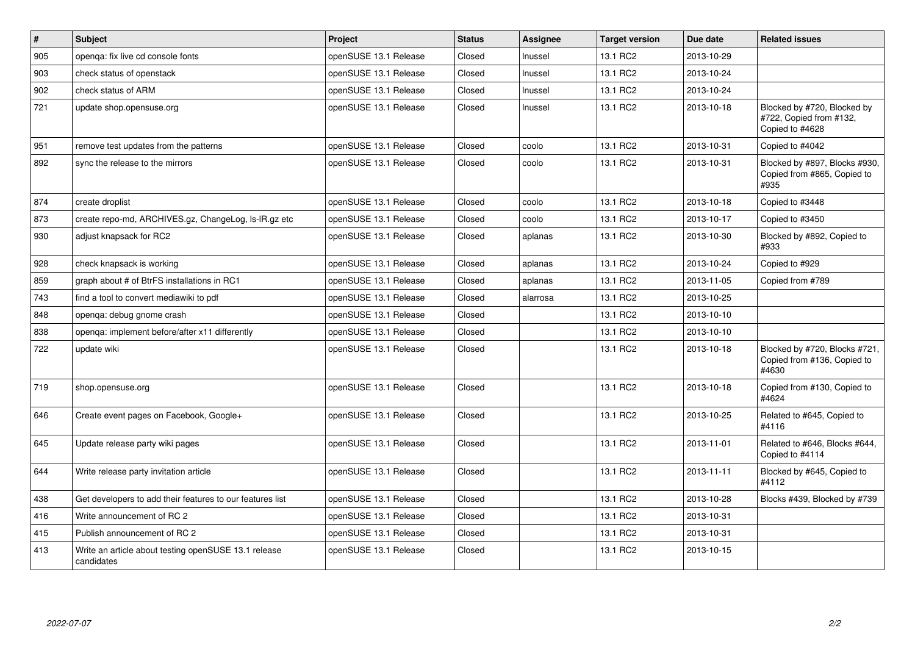| # | Subject | Project | Status | Assignee | Target version | Due date | Related issues |
|---|---|---|---|---|---|---|---|
| 905 | openqa: fix live cd console fonts | openSUSE 13.1 Release | Closed | lnussel | 13.1 RC2 | 2013-10-29 | |
| 903 | check status of openstack | openSUSE 13.1 Release | Closed | lnussel | 13.1 RC2 | 2013-10-24 | |
| 902 | check status of ARM | openSUSE 13.1 Release | Closed | lnussel | 13.1 RC2 | 2013-10-24 | |
| 721 | update shop.opensuse.org | openSUSE 13.1 Release | Closed | lnussel | 13.1 RC2 | 2013-10-18 | Blocked by #720, Blocked by #722, Copied from #132, Copied to #4628 |
| 951 | remove test updates from the patterns | openSUSE 13.1 Release | Closed | coolo | 13.1 RC2 | 2013-10-31 | Copied to #4042 |
| 892 | sync the release to the mirrors | openSUSE 13.1 Release | Closed | coolo | 13.1 RC2 | 2013-10-31 | Blocked by #897, Blocks #930, Copied from #865, Copied to #935 |
| 874 | create droplist | openSUSE 13.1 Release | Closed | coolo | 13.1 RC2 | 2013-10-18 | Copied to #3448 |
| 873 | create repo-md, ARCHIVES.gz, ChangeLog, ls-lR.gz etc | openSUSE 13.1 Release | Closed | coolo | 13.1 RC2 | 2013-10-17 | Copied to #3450 |
| 930 | adjust knapsack for RC2 | openSUSE 13.1 Release | Closed | aplanas | 13.1 RC2 | 2013-10-30 | Blocked by #892, Copied to #933 |
| 928 | check knapsack is working | openSUSE 13.1 Release | Closed | aplanas | 13.1 RC2 | 2013-10-24 | Copied to #929 |
| 859 | graph about # of BtrFS installations in RC1 | openSUSE 13.1 Release | Closed | aplanas | 13.1 RC2 | 2013-11-05 | Copied from #789 |
| 743 | find a tool to convert mediawiki to pdf | openSUSE 13.1 Release | Closed | alarrosa | 13.1 RC2 | 2013-10-25 | |
| 848 | openqa: debug gnome crash | openSUSE 13.1 Release | Closed | | 13.1 RC2 | 2013-10-10 | |
| 838 | openqa: implement before/after x11 differently | openSUSE 13.1 Release | Closed | | 13.1 RC2 | 2013-10-10 | |
| 722 | update wiki | openSUSE 13.1 Release | Closed | | 13.1 RC2 | 2013-10-18 | Blocked by #720, Blocks #721, Copied from #136, Copied to #4630 |
| 719 | shop.opensuse.org | openSUSE 13.1 Release | Closed | | 13.1 RC2 | 2013-10-18 | Copied from #130, Copied to #4624 |
| 646 | Create event pages on Facebook, Google+ | openSUSE 13.1 Release | Closed | | 13.1 RC2 | 2013-10-25 | Related to #645, Copied to #4116 |
| 645 | Update release party wiki pages | openSUSE 13.1 Release | Closed | | 13.1 RC2 | 2013-11-01 | Related to #646, Blocks #644, Copied to #4114 |
| 644 | Write release party invitation article | openSUSE 13.1 Release | Closed | | 13.1 RC2 | 2013-11-11 | Blocked by #645, Copied to #4112 |
| 438 | Get developers to add their features to our features list | openSUSE 13.1 Release | Closed | | 13.1 RC2 | 2013-10-28 | Blocks #439, Blocked by #739 |
| 416 | Write announcement of RC 2 | openSUSE 13.1 Release | Closed | | 13.1 RC2 | 2013-10-31 | |
| 415 | Publish announcement of RC 2 | openSUSE 13.1 Release | Closed | | 13.1 RC2 | 2013-10-31 | |
| 413 | Write an article about testing openSUSE 13.1 release candidates | openSUSE 13.1 Release | Closed | | 13.1 RC2 | 2013-10-15 | |